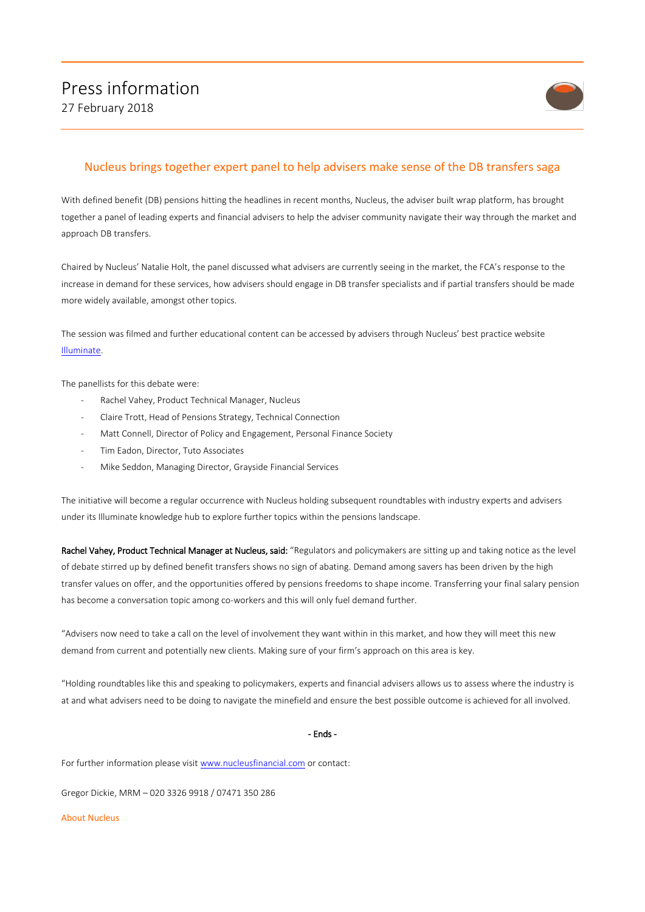# Press information

27 February 2018

## Nucleus brings together expert panel to help advisers make sense of the DB transfers saga

With defined benefit (DB) pensions hitting the headlines in recent months, Nucleus, the adviser built wrap platform, has brought together a panel of leading experts and financial advisers to help the adviser community navigate their way through the market and approach DB transfers.

Chaired by Nucleus' Natalie Holt, the panel discussed what advisers are currently seeing in the market, the FCA's response to the increase in demand for these services, how advisers should engage in DB transfer specialists and if partial transfers should be made more widely available, amongst other topics.

The session was filmed and further educational content can be accessed by advisers through Nucleus' best practice website [Illuminate](Illuminate).

The panellists for this debate were:

- Rachel Vahey, Product Technical Manager, Nucleus
- Claire Trott, Head of Pensions Strategy, Technical Connection
- Matt Connell, Director of Policy and Engagement, Personal Finance Society
- Tim Eadon, Director, Tuto Associates
- Mike Seddon, Managing Director, Grayside Financial Services

The initiative will become a regular occurrence with Nucleus holding subsequent roundtables with industry experts and advisers under its Illuminate knowledge hub to explore further topics within the pensions landscape.

**Rachel Vahey, Product Technical Manager at Nucleus, said:** "Regulators and policymakers are sitting up and taking notice as the level of debate stirred up by defined benefit transfers shows no sign of abating. Demand among savers has been driven by the high transfer values on offer, and the opportunities offered by pensions freedoms to shape income. Transferring your final salary pension has become a conversation topic among co-workers and this will only fuel demand further.

"Advisers now need to take a call on the level of involvement they want within in this market, and how they will meet this new demand from current and potentially new clients. Making sure of your firm's approach on this area is key.

"Holding roundtables like this and speaking to policymakers, experts and financial advisers allows us to assess where the industry is at and what advisers need to be doing to navigate the minefield and ensure the best possible outcome is achieved for all involved.

\- Ends -

For further information please visit www.nucleusfinancial.com or contact:

Gregor Dickie, MRM – 020 3326 9918 / 07471 350 286

About Nucleus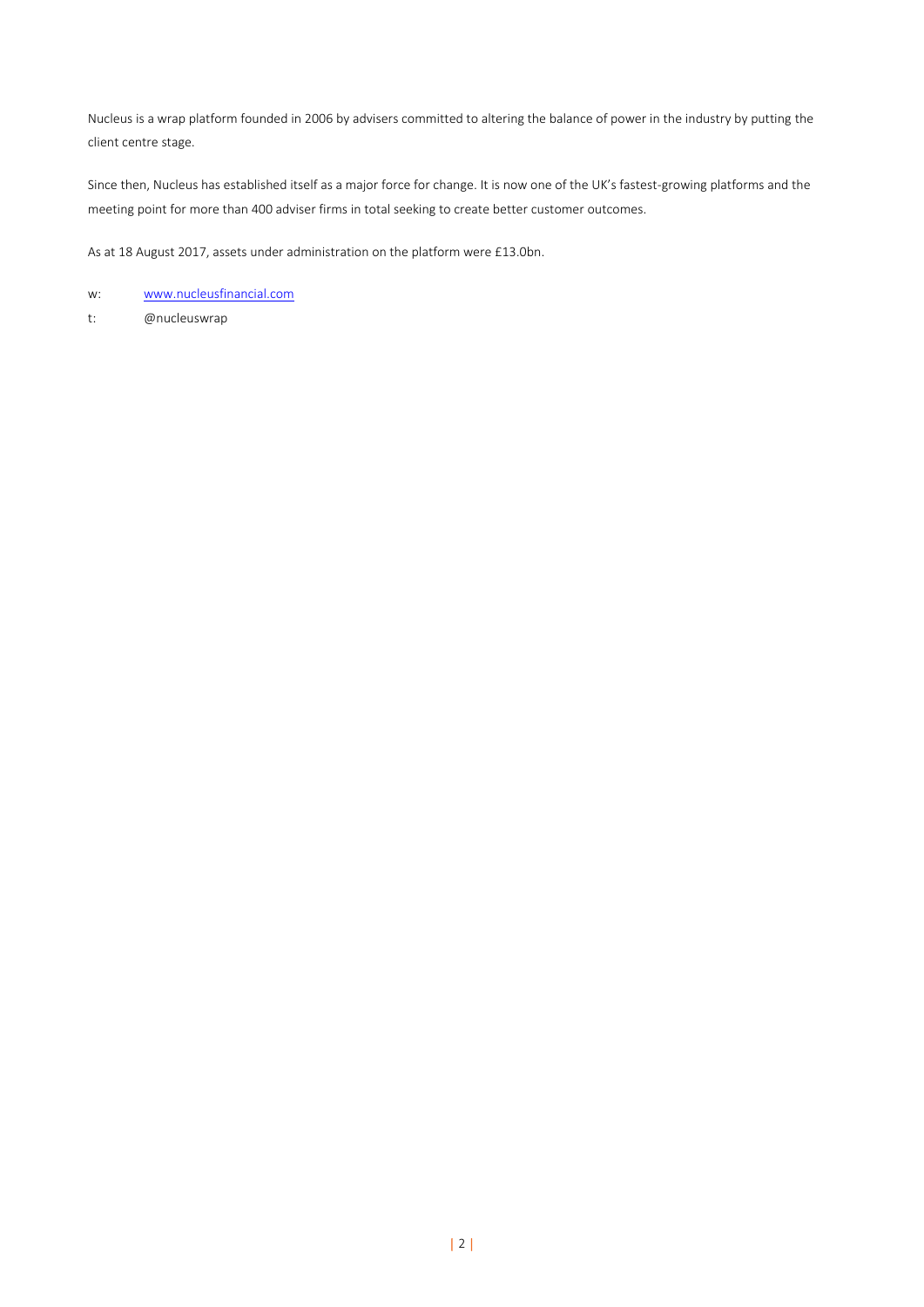Nucleus is a wrap platform founded in 2006 by advisers committed to altering the balance of power in the industry by putting the client centre stage.

Since then, Nucleus has established itself as a major force for change. It is now one of the UK's fastest-growing platforms and the meeting point for more than 400 adviser firms in total seeking to create better customer outcomes.

As at 18 August 2017, assets under administration on the platform were £13.0bn.

w: www.nucleusfinancial.com

t: @nucleuswrap